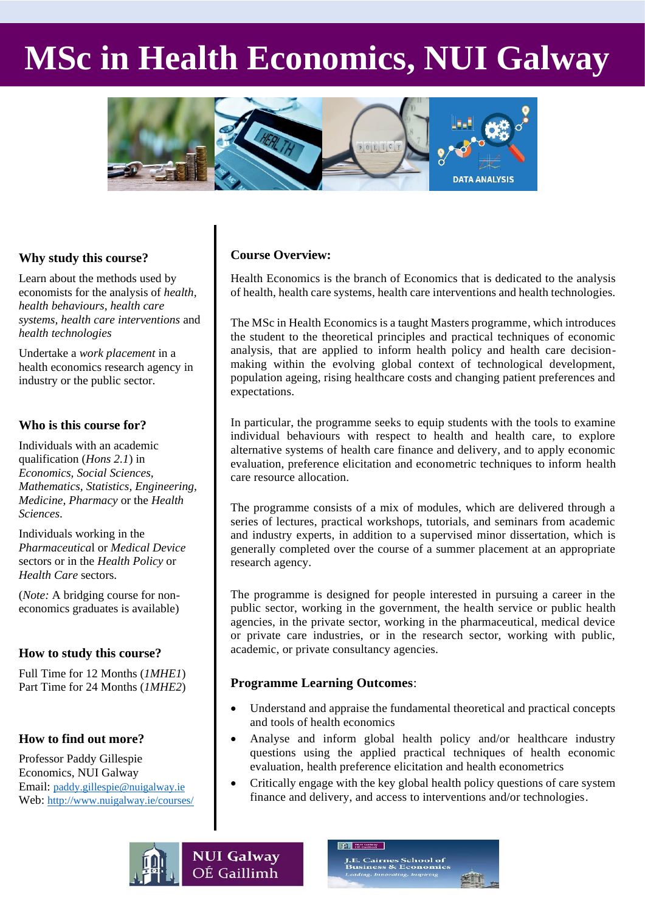# MSc in Health Economics, NUI Galway

### Why study this course?

Learn about the methods used by economists for the analysis of *health*, *health behaviours*, *health care systems*, *health care interventions* and *health technologies*

Undertake a *work placement* in a health economics research agency in industry or the public sector.

### Who is this course for?

Individuals with an academic qualification (*Hons 2.1*) in *Economics*, *Social Sciences*, *Mathematics*, *Statistics*, *Engineering*, *Medicine*, *Pharmacy* or the *Health Sciences*.

Individuals working in the *Pharmaceutica*l or *Medical Device* sectors or in the *Health Policy* or *Health Care* sectors.

(*Note:* A bridging course for non-economics graduates is available)

### How to study this course?

Full Time for 12 Months (*1MHE1*)
Part Time for 24 Months (*1MHE2*)

### How to find out more?

Professor Paddy Gillespie
Economics, NUI Galway
Email: paddy.gillespie@nuigalway.ie
Web: http://www.nuigalway.ie/courses/

### Course Overview:

Health Economics is the branch of Economics that is dedicated to the analysis of health, health care systems, health care interventions and health technologies.

The MSc in Health Economics is a taught Masters programme, which introduces the student to the theoretical principles and practical techniques of economic analysis, that are applied to inform health policy and health care decision-making within the evolving global context of technological development, population ageing, rising healthcare costs and changing patient preferences and expectations.

In particular, the programme seeks to equip students with the tools to examine individual behaviours with respect to health and health care, to explore alternative systems of health care finance and delivery, and to apply economic evaluation, preference elicitation and econometric techniques to inform health care resource allocation.

The programme consists of a mix of modules, which are delivered through a series of lectures, practical workshops, tutorials, and seminars from academic and industry experts, in addition to a supervised minor dissertation, which is generally completed over the course of a summer placement at an appropriate research agency.

The programme is designed for people interested in pursuing a career in the public sector, working in the government, the health service or public health agencies, in the private sector, working in the pharmaceutical, medical device or private care industries, or in the research sector, working with public, academic, or private consultancy agencies.

### Programme Learning Outcomes:

- Understand and appraise the fundamental theoretical and practical concepts and tools of health economics
- Analyse and inform global health policy and/or healthcare industry questions using the applied practical techniques of health economic evaluation, health preference elicitation and health econometrics
- Critically engage with the key global health policy questions of care system finance and delivery, and access to interventions and/or technologies.

NUI Galway
OÉ Gaillimh

J.E. Cairnes School of Business & Economics
*Leading, Innovating, Inspiring*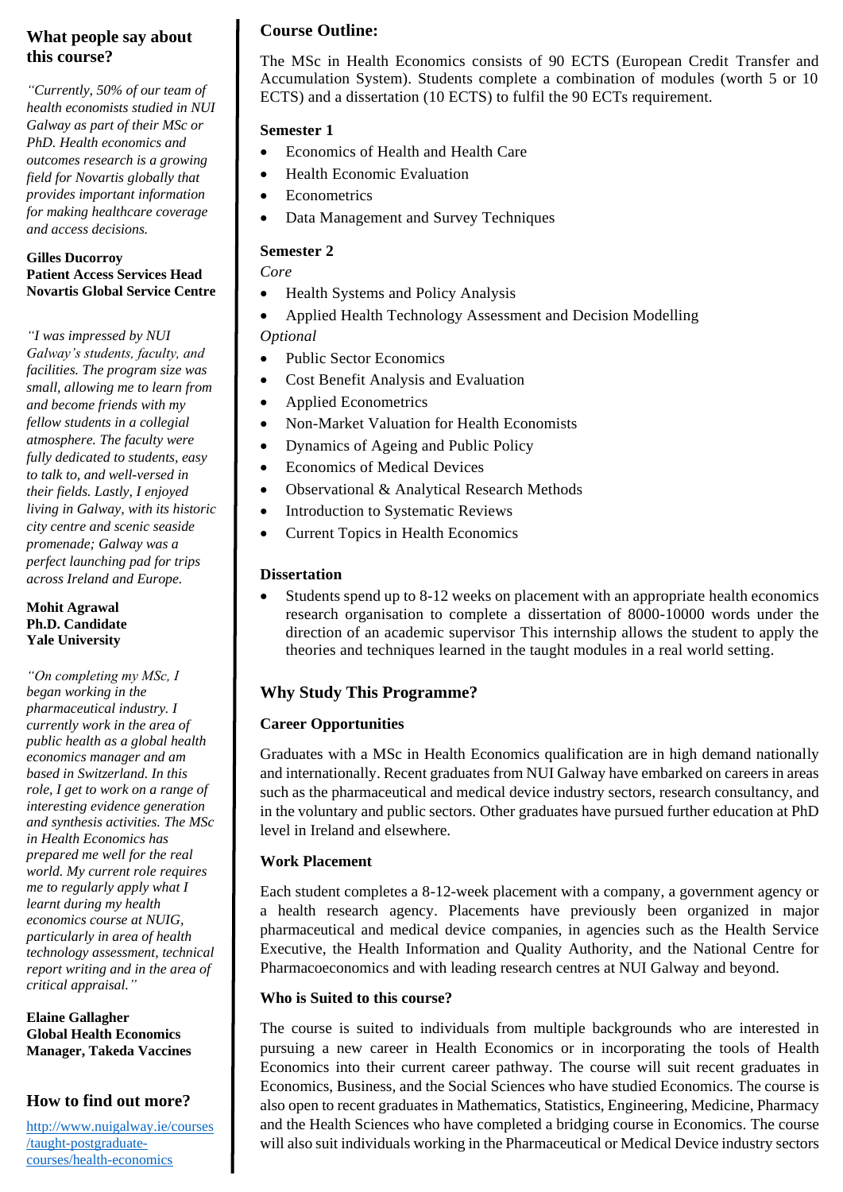## What people say about this course?

*"Currently, 50% of our team of health economists studied in NUI Galway as part of their MSc or PhD. Health economics and outcomes research is a growing field for Novartis globally that provides important information for making healthcare coverage and access decisions.*

**Gilles Ducorroy**
**Patient Access Services Head**
**Novartis Global Service Centre**

*"I was impressed by NUI Galway's students, faculty, and facilities. The program size was small, allowing me to learn from and become friends with my fellow students in a collegial atmosphere. The faculty were fully dedicated to students, easy to talk to, and well-versed in their fields. Lastly, I enjoyed living in Galway, with its historic city centre and scenic seaside promenade; Galway was a perfect launching pad for trips across Ireland and Europe.*

**Mohit Agrawal**
**Ph.D. Candidate**
**Yale University**

*"On completing my MSc, I began working in the pharmaceutical industry. I currently work in the area of public health as a global health economics manager and am based in Switzerland. In this role, I get to work on a range of interesting evidence generation and synthesis activities. The MSc in Health Economics has prepared me well for the real world. My current role requires me to regularly apply what I learnt during my health economics course at NUIG, particularly in area of health technology assessment, technical report writing and in the area of critical appraisal."*

**Elaine Gallagher**
**Global Health Economics Manager, Takeda Vaccines**

## How to find out more?

http://www.nuigalway.ie/courses/taught-postgraduate-courses/health-economics

## Course Outline:

The MSc in Health Economics consists of 90 ECTS (European Credit Transfer and Accumulation System). Students complete a combination of modules (worth 5 or 10 ECTS) and a dissertation (10 ECTS) to fulfil the 90 ECTs requirement.

### Semester 1

- Economics of Health and Health Care
- Health Economic Evaluation
- Econometrics
- Data Management and Survey Techniques

### Semester 2

*Core*

- Health Systems and Policy Analysis
- Applied Health Technology Assessment and Decision Modelling

*Optional*

- Public Sector Economics
- Cost Benefit Analysis and Evaluation
- Applied Econometrics
- Non-Market Valuation for Health Economists
- Dynamics of Ageing and Public Policy
- Economics of Medical Devices
- Observational & Analytical Research Methods
- Introduction to Systematic Reviews
- Current Topics in Health Economics

### Dissertation

- Students spend up to 8-12 weeks on placement with an appropriate health economics research organisation to complete a dissertation of 8000-10000 words under the direction of an academic supervisor This internship allows the student to apply the theories and techniques learned in the taught modules in a real world setting.

## Why Study This Programme?

### Career Opportunities

Graduates with a MSc in Health Economics qualification are in high demand nationally and internationally. Recent graduates from NUI Galway have embarked on careers in areas such as the pharmaceutical and medical device industry sectors, research consultancy, and in the voluntary and public sectors. Other graduates have pursued further education at PhD level in Ireland and elsewhere.

### Work Placement

Each student completes a 8-12-week placement with a company, a government agency or a health research agency. Placements have previously been organized in major pharmaceutical and medical device companies, in agencies such as the Health Service Executive, the Health Information and Quality Authority, and the National Centre for Pharmacoeconomics and with leading research centres at NUI Galway and beyond.

### Who is Suited to this course?

The course is suited to individuals from multiple backgrounds who are interested in pursuing a new career in Health Economics or in incorporating the tools of Health Economics into their current career pathway. The course will suit recent graduates in Economics, Business, and the Social Sciences who have studied Economics. The course is also open to recent graduates in Mathematics, Statistics, Engineering, Medicine, Pharmacy and the Health Sciences who have completed a bridging course in Economics. The course will also suit individuals working in the Pharmaceutical or Medical Device industry sectors